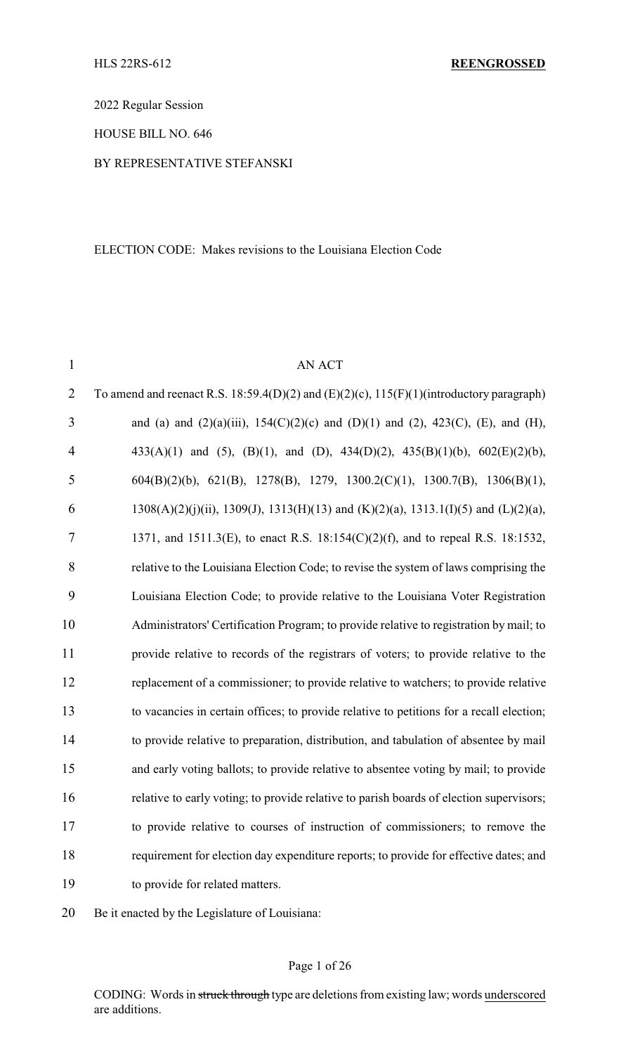HLS 22RS-612 **REENGROSSED**

2022 Regular Session

HOUSE BILL NO. 646

BY REPRESENTATIVE STEFANSKI

ELECTION CODE: Makes revisions to the Louisiana Election Code

AN ACT

To amend and reenact R.S. 18:59.4(D)(2) and (E)(2)(c), 115(F)(1)(introductory paragraph) and (a) and (2)(a)(iii), 154(C)(2)(c) and (D)(1) and (2), 423(C), (E), and (H), 433(A)(1) and (5), (B)(1), and (D), 434(D)(2), 435(B)(1)(b), 602(E)(2)(b), 604(B)(2)(b), 621(B), 1278(B), 1279, 1300.2(C)(1), 1300.7(B), 1306(B)(1), 1308(A)(2)(j)(ii), 1309(J), 1313(H)(13) and (K)(2)(a), 1313.1(I)(5) and (L)(2)(a), 1371, and 1511.3(E), to enact R.S. 18:154(C)(2)(f), and to repeal R.S. 18:1532, relative to the Louisiana Election Code; to revise the system of laws comprising the Louisiana Election Code; to provide relative to the Louisiana Voter Registration Administrators' Certification Program; to provide relative to registration by mail; to provide relative to records of the registrars of voters; to provide relative to the replacement of a commissioner; to provide relative to watchers; to provide relative to vacancies in certain offices; to provide relative to petitions for a recall election; to provide relative to preparation, distribution, and tabulation of absentee by mail and early voting ballots; to provide relative to absentee voting by mail; to provide relative to early voting; to provide relative to parish boards of election supervisors; to provide relative to courses of instruction of commissioners; to remove the requirement for election day expenditure reports; to provide for effective dates; and to provide for related matters.

Be it enacted by the Legislature of Louisiana:

CODING: Words in ~~struck through~~ type are deletions from existing law; words <u>underscored</u> are additions.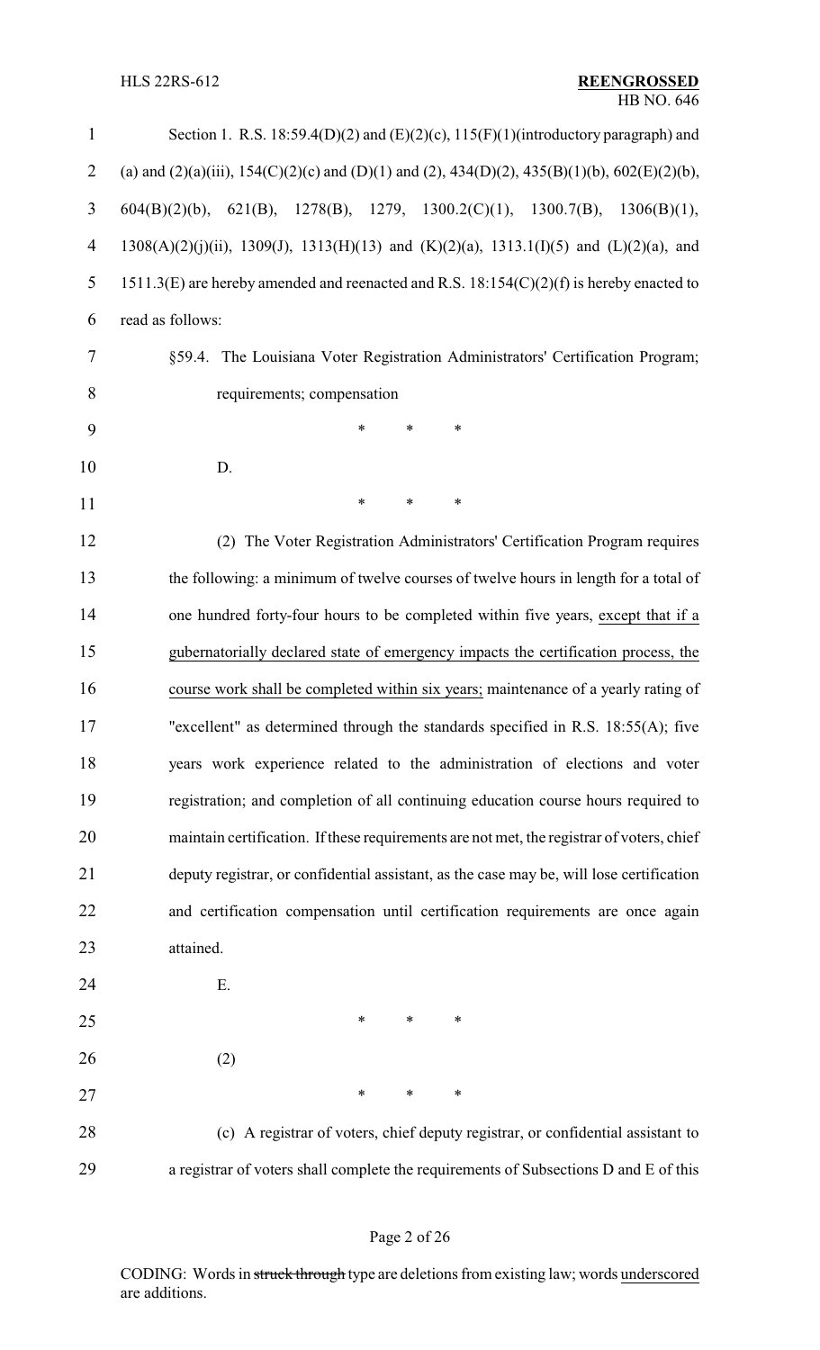Section 1. R.S. 18:59.4(D)(2) and (E)(2)(c), 115(F)(1)(introductory paragraph) and (a) and (2)(a)(iii), 154(C)(2)(c) and (D)(1) and (2), 434(D)(2), 435(B)(1)(b), 602(E)(2)(b), 604(B)(2)(b), 621(B), 1278(B), 1279, 1300.2(C)(1), 1300.7(B), 1306(B)(1), 1308(A)(2)(j)(ii), 1309(J), 1313(H)(13) and (K)(2)(a), 1313.1(I)(5) and (L)(2)(a), and 1511.3(E) are hereby amended and reenacted and R.S. 18:154(C)(2)(f) is hereby enacted to read as follows:

§59.4. The Louisiana Voter Registration Administrators' Certification Program; requirements; compensation

\* \* \*

D.

\* \* \*

(2) The Voter Registration Administrators' Certification Program requires the following: a minimum of twelve courses of twelve hours in length for a total of one hundred forty-four hours to be completed within five years, <u>except that if a gubernatorially declared state of emergency impacts the certification process, the course work shall be completed within six years;</u> maintenance of a yearly rating of "excellent" as determined through the standards specified in R.S. 18:55(A); five years work experience related to the administration of elections and voter registration; and completion of all continuing education course hours required to maintain certification. If these requirements are not met, the registrar of voters, chief deputy registrar, or confidential assistant, as the case may be, will lose certification and certification compensation until certification requirements are once again attained.

E.

\* \* \*

(2)

\* \* \*

(c) A registrar of voters, chief deputy registrar, or confidential assistant to a registrar of voters shall complete the requirements of Subsections D and E of this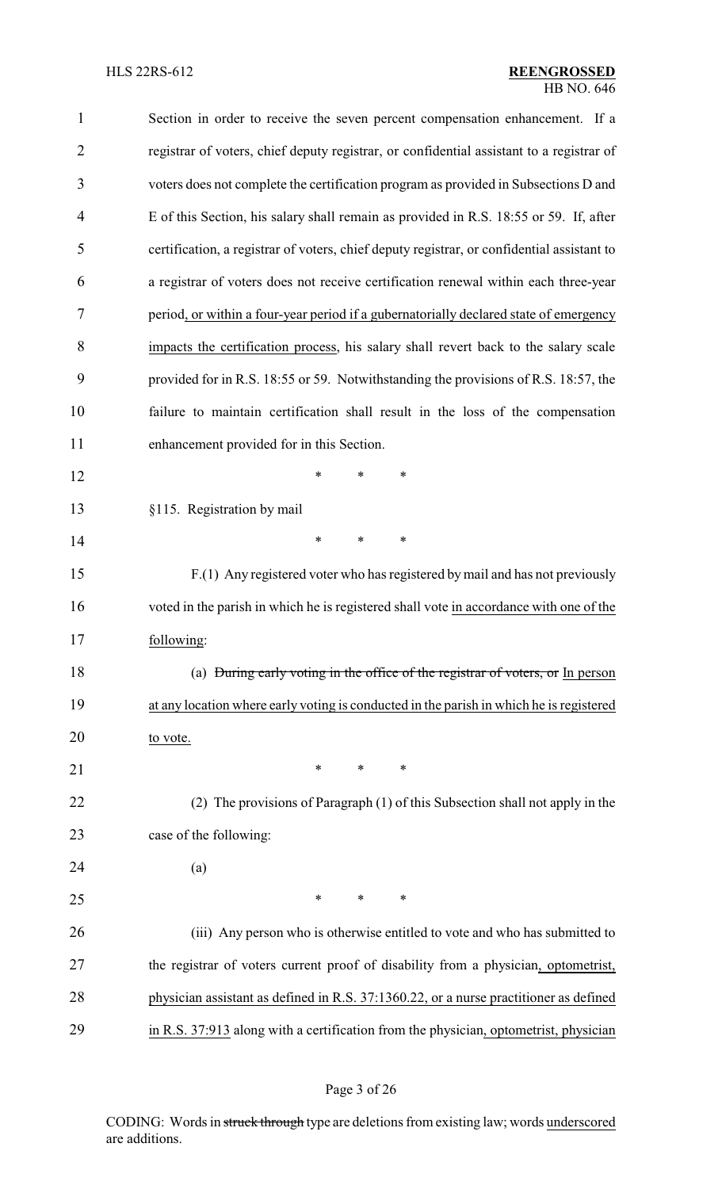Section in order to receive the seven percent compensation enhancement. If a registrar of voters, chief deputy registrar, or confidential assistant to a registrar of voters does not complete the certification program as provided in Subsections D and E of this Section, his salary shall remain as provided in R.S. 18:55 or 59. If, after certification, a registrar of voters, chief deputy registrar, or confidential assistant to a registrar of voters does not receive certification renewal within each three-year period, or within a four-year period if a gubernatorially declared state of emergency impacts the certification process, his salary shall revert back to the salary scale provided for in R.S. 18:55 or 59. Notwithstanding the provisions of R.S. 18:57, the failure to maintain certification shall result in the loss of the compensation enhancement provided for in this Section.

\* \* \*

§115. Registration by mail

\* \* \*

F.(1) Any registered voter who has registered by mail and has not previously voted in the parish in which he is registered shall vote in accordance with one of the following:

(a) ~~During early voting in the office of the registrar of voters, or~~ In person at any location where early voting is conducted in the parish in which he is registered to vote.

\* \* \*

(2) The provisions of Paragraph (1) of this Subsection shall not apply in the case of the following:

(a)

\* \* \*

(iii) Any person who is otherwise entitled to vote and who has submitted to the registrar of voters current proof of disability from a physician, optometrist, physician assistant as defined in R.S. 37:1360.22, or a nurse practitioner as defined in R.S. 37:913 along with a certification from the physician, optometrist, physician

CODING: Words in ~~struck through~~ type are deletions from existing law; words underscored are additions.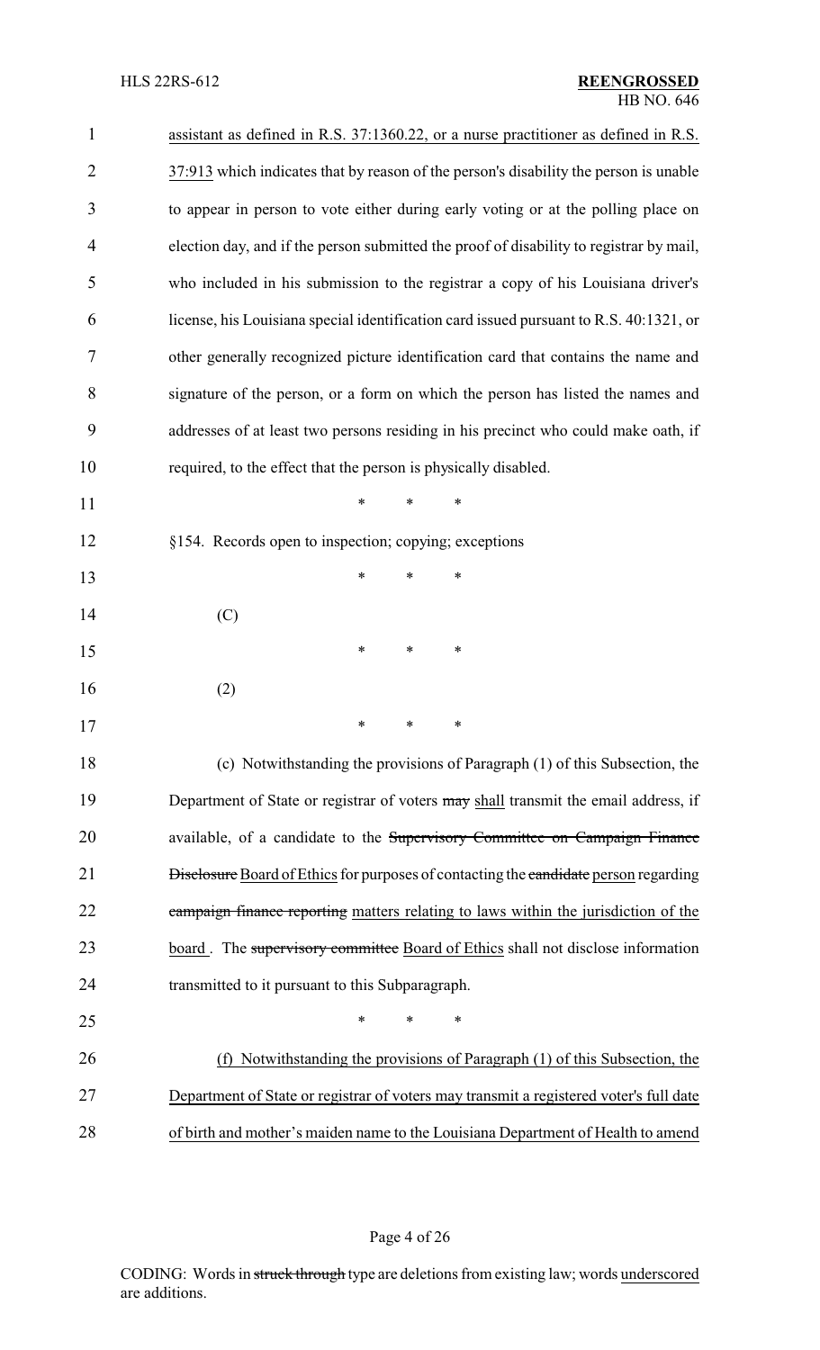assistant as defined in R.S. 37:1360.22, or a nurse practitioner as defined in R.S. 37:913 which indicates that by reason of the person's disability the person is unable to appear in person to vote either during early voting or at the polling place on election day, and if the person submitted the proof of disability to registrar by mail, who included in his submission to the registrar a copy of his Louisiana driver's license, his Louisiana special identification card issued pursuant to R.S. 40:1321, or other generally recognized picture identification card that contains the name and signature of the person, or a form on which the person has listed the names and addresses of at least two persons residing in his precinct who could make oath, if required, to the effect that the person is physically disabled.

\* \* \*

§154. Records open to inspection; copying; exceptions

\* \* \*

(C)

\* \* \*

(2)

\* \* \*

(c) Notwithstanding the provisions of Paragraph (1) of this Subsection, the Department of State or registrar of voters ~~may~~ shall transmit the email address, if available, of a candidate to the ~~Supervisory Committee on Campaign Finance Disclosure~~ Board of Ethics for purposes of contacting the ~~candidate~~ person regarding ~~campaign finance reporting~~ matters relating to laws within the jurisdiction of the board . The ~~supervisory committee~~ Board of Ethics shall not disclose information transmitted to it pursuant to this Subparagraph.

\* \* \*

(f) Notwithstanding the provisions of Paragraph (1) of this Subsection, the Department of State or registrar of voters may transmit a registered voter's full date of birth and mother's maiden name to the Louisiana Department of Health to amend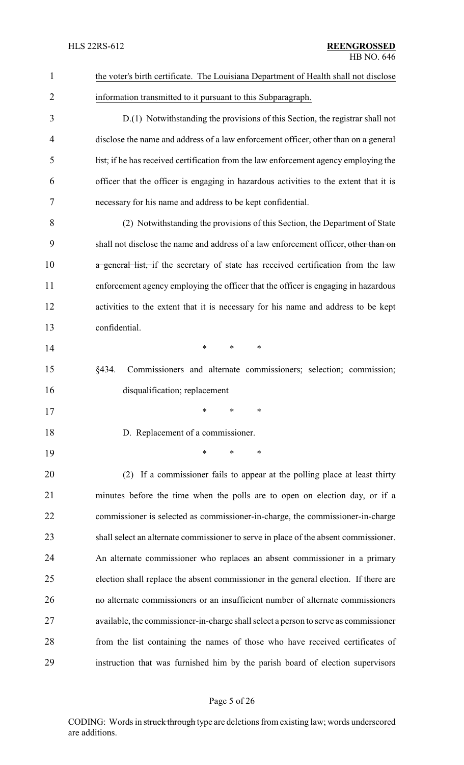the voter's birth certificate. The Louisiana Department of Health shall not disclose information transmitted to it pursuant to this Subparagraph.

D.(1) Notwithstanding the provisions of this Section, the registrar shall not disclose the name and address of a law enforcement officer~~, other than on a general list,~~ if he has received certification from the law enforcement agency employing the officer that the officer is engaging in hazardous activities to the extent that it is necessary for his name and address to be kept confidential.

(2) Notwithstanding the provisions of this Section, the Department of State shall not disclose the name and address of a law enforcement officer, ~~other than on a general list,~~ if the secretary of state has received certification from the law enforcement agency employing the officer that the officer is engaging in hazardous activities to the extent that it is necessary for his name and address to be kept confidential.

\* \* \*

§434. Commissioners and alternate commissioners; selection; commission; disqualification; replacement

\* \* \*

D. Replacement of a commissioner.

\* \* \*

(2) If a commissioner fails to appear at the polling place at least thirty minutes before the time when the polls are to open on election day, or if a commissioner is selected as commissioner-in-charge, the commissioner-in-charge shall select an alternate commissioner to serve in place of the absent commissioner. An alternate commissioner who replaces an absent commissioner in a primary election shall replace the absent commissioner in the general election. If there are no alternate commissioners or an insufficient number of alternate commissioners available, the commissioner-in-charge shall select a person to serve as commissioner from the list containing the names of those who have received certificates of instruction that was furnished him by the parish board of election supervisors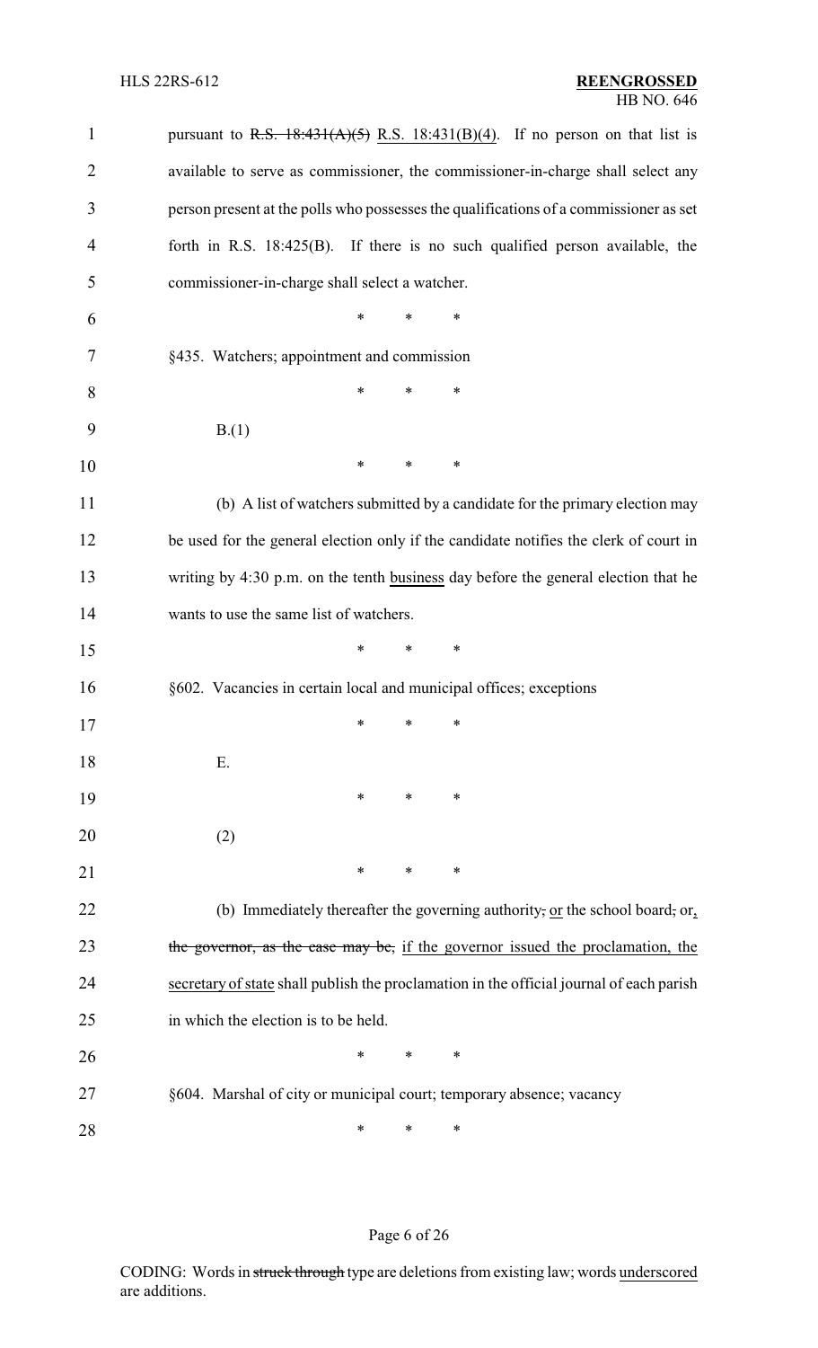pursuant to ~~R.S. 18:431(A)(5)~~ R.S. 18:431(B)(4). If no person on that list is available to serve as commissioner, the commissioner-in-charge shall select any person present at the polls who possesses the qualifications of a commissioner as set forth in R.S. 18:425(B). If there is no such qualified person available, the commissioner-in-charge shall select a watcher.

\* \* \*

§435. Watchers; appointment and commission

\* \* \*

B.(1)

\* \* \*

(b) A list of watchers submitted by a candidate for the primary election may be used for the general election only if the candidate notifies the clerk of court in writing by 4:30 p.m. on the tenth <u>business</u> day before the general election that he wants to use the same list of watchers.

\* \* \*

§602. Vacancies in certain local and municipal offices; exceptions

\* \* \*

E.

\* \* \*

(2)

\* \* \*

(b) Immediately thereafter the governing authority~~,~~ <u>or</u> the school board~~,~~ or<u>,</u> ~~the governor, as the case may be,~~ <u>if the governor issued the proclamation, the secretary of state</u> shall publish the proclamation in the official journal of each parish in which the election is to be held.

\* \* \*

§604. Marshal of city or municipal court; temporary absence; vacancy

\* \* \*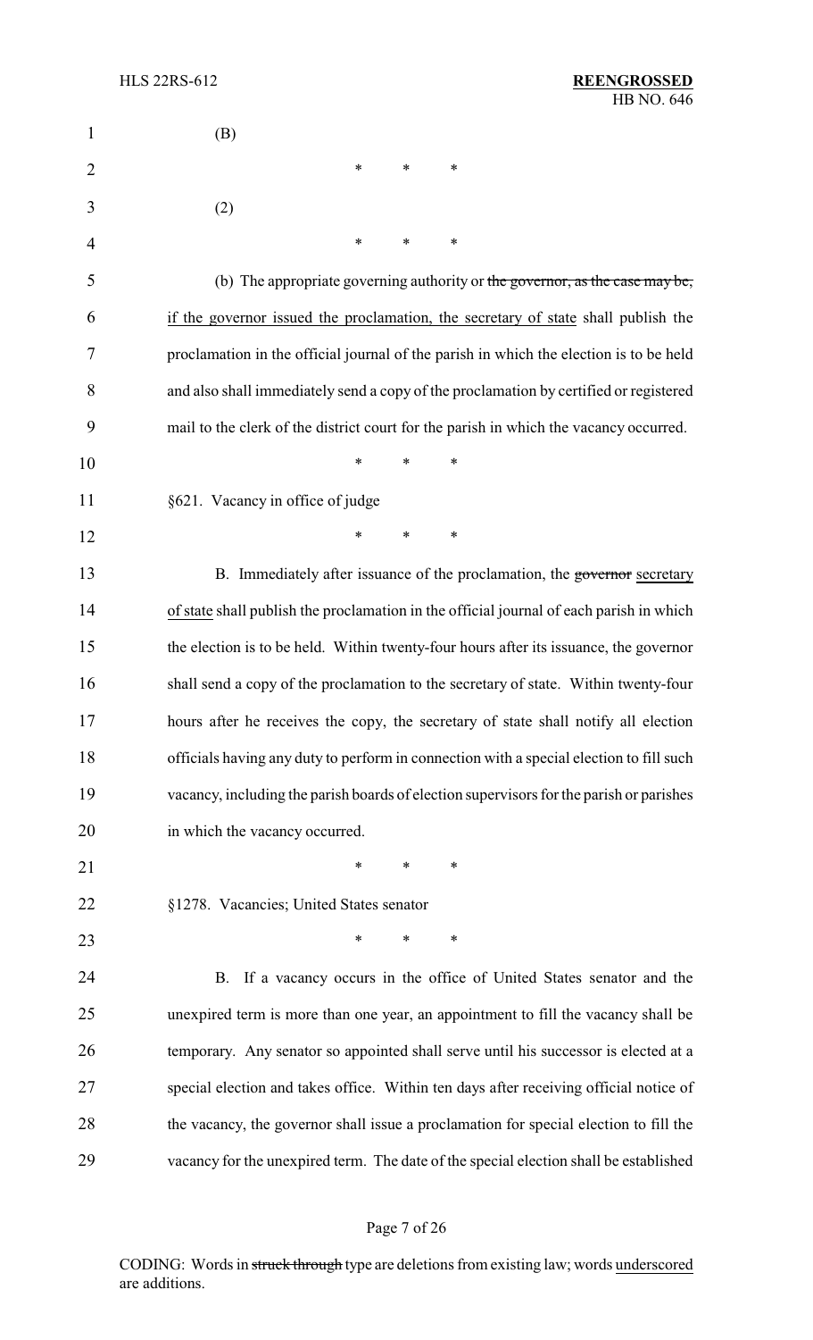(B)

\* \* \*

(2)

\* \* \*

(b) The appropriate governing authority or ~~the governor, as the case may be,~~ if the governor issued the proclamation, the secretary of state shall publish the proclamation in the official journal of the parish in which the election is to be held and also shall immediately send a copy of the proclamation by certified or registered mail to the clerk of the district court for the parish in which the vacancy occurred.

\* \* \*

§621. Vacancy in office of judge

\* \* \*

B. Immediately after issuance of the proclamation, the ~~governor~~ secretary of state shall publish the proclamation in the official journal of each parish in which the election is to be held. Within twenty-four hours after its issuance, the governor shall send a copy of the proclamation to the secretary of state. Within twenty-four hours after he receives the copy, the secretary of state shall notify all election officials having any duty to perform in connection with a special election to fill such vacancy, including the parish boards of election supervisors for the parish or parishes in which the vacancy occurred.

\* \* \*

§1278. Vacancies; United States senator

\* \* \*

B. If a vacancy occurs in the office of United States senator and the unexpired term is more than one year, an appointment to fill the vacancy shall be temporary. Any senator so appointed shall serve until his successor is elected at a special election and takes office. Within ten days after receiving official notice of the vacancy, the governor shall issue a proclamation for special election to fill the vacancy for the unexpired term. The date of the special election shall be established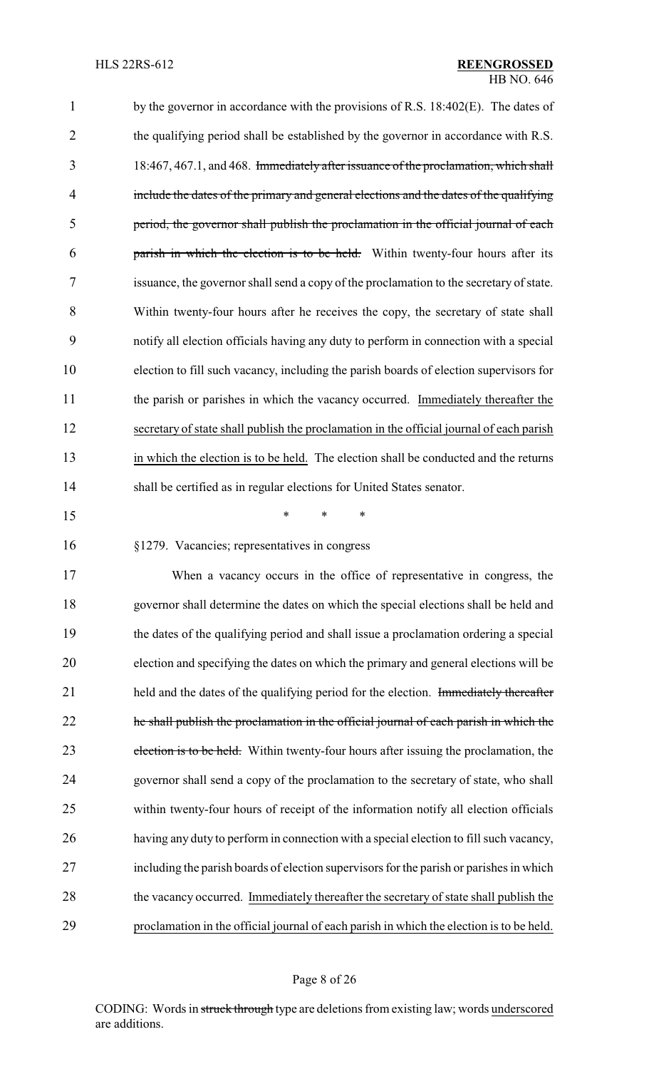by the governor in accordance with the provisions of R.S. 18:402(E). The dates of the qualifying period shall be established by the governor in accordance with R.S. 18:467, 467.1, and 468. ~~Immediately after issuance of the proclamation, which shall include the dates of the primary and general elections and the dates of the qualifying period, the governor shall publish the proclamation in the official journal of each parish in which the election is to be held.~~ Within twenty-four hours after its issuance, the governor shall send a copy of the proclamation to the secretary of state. Within twenty-four hours after he receives the copy, the secretary of state shall notify all election officials having any duty to perform in connection with a special election to fill such vacancy, including the parish boards of election supervisors for the parish or parishes in which the vacancy occurred. <u>Immediately thereafter the secretary of state shall publish the proclamation in the official journal of each parish in which the election is to be held.</u> The election shall be conducted and the returns shall be certified as in regular elections for United States senator.

\* \* \*

§1279. Vacancies; representatives in congress

When a vacancy occurs in the office of representative in congress, the governor shall determine the dates on which the special elections shall be held and the dates of the qualifying period and shall issue a proclamation ordering a special election and specifying the dates on which the primary and general elections will be held and the dates of the qualifying period for the election. ~~Immediately thereafter he shall publish the proclamation in the official journal of each parish in which the election is to be held.~~ Within twenty-four hours after issuing the proclamation, the governor shall send a copy of the proclamation to the secretary of state, who shall within twenty-four hours of receipt of the information notify all election officials having any duty to perform in connection with a special election to fill such vacancy, including the parish boards of election supervisors for the parish or parishes in which the vacancy occurred. <u>Immediately thereafter the secretary of state shall publish the proclamation in the official journal of each parish in which the election is to be held.</u>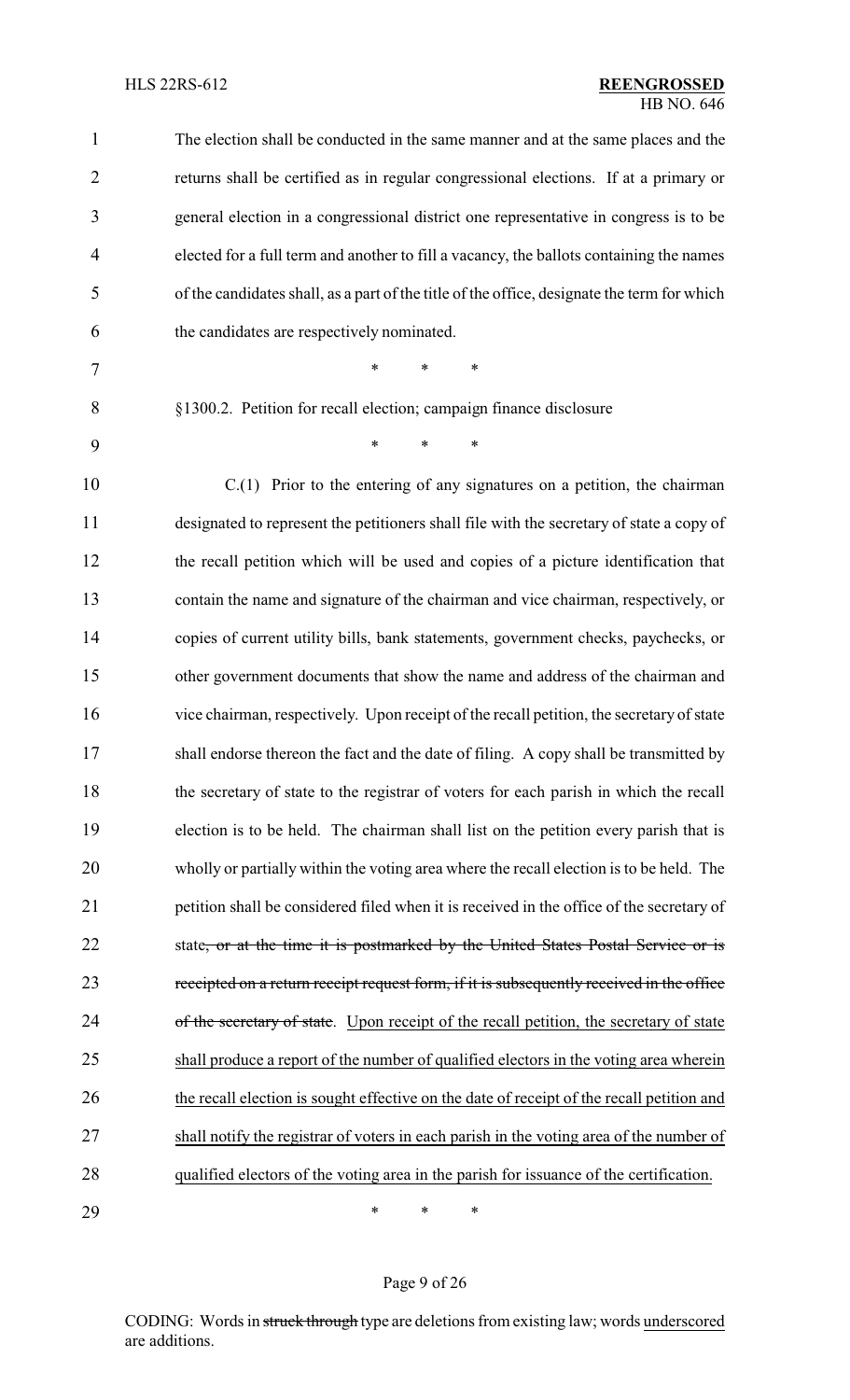The election shall be conducted in the same manner and at the same places and the returns shall be certified as in regular congressional elections. If at a primary or general election in a congressional district one representative in congress is to be elected for a full term and another to fill a vacancy, the ballots containing the names of the candidates shall, as a part of the title of the office, designate the term for which the candidates are respectively nominated.

\* \* \*

§1300.2. Petition for recall election; campaign finance disclosure

\* \* \*

C.(1) Prior to the entering of any signatures on a petition, the chairman designated to represent the petitioners shall file with the secretary of state a copy of the recall petition which will be used and copies of a picture identification that contain the name and signature of the chairman and vice chairman, respectively, or copies of current utility bills, bank statements, government checks, paychecks, or other government documents that show the name and address of the chairman and vice chairman, respectively. Upon receipt of the recall petition, the secretary of state shall endorse thereon the fact and the date of filing. A copy shall be transmitted by the secretary of state to the registrar of voters for each parish in which the recall election is to be held. The chairman shall list on the petition every parish that is wholly or partially within the voting area where the recall election is to be held. The petition shall be considered filed when it is received in the office of the secretary of state~~, or at the time it is postmarked by the United States Postal Service or is receipted on a return receipt request form, if it is subsequently received in the office of the secretary of state~~. <u>Upon receipt of the recall petition, the secretary of state shall produce a report of the number of qualified electors in the voting area wherein the recall election is sought effective on the date of receipt of the recall petition and shall notify the registrar of voters in each parish in the voting area of the number of qualified electors of the voting area in the parish for issuance of the certification.</u>

\* \* \*

CODING: Words in ~~struck through~~ type are deletions from existing law; words <u>underscored</u> are additions.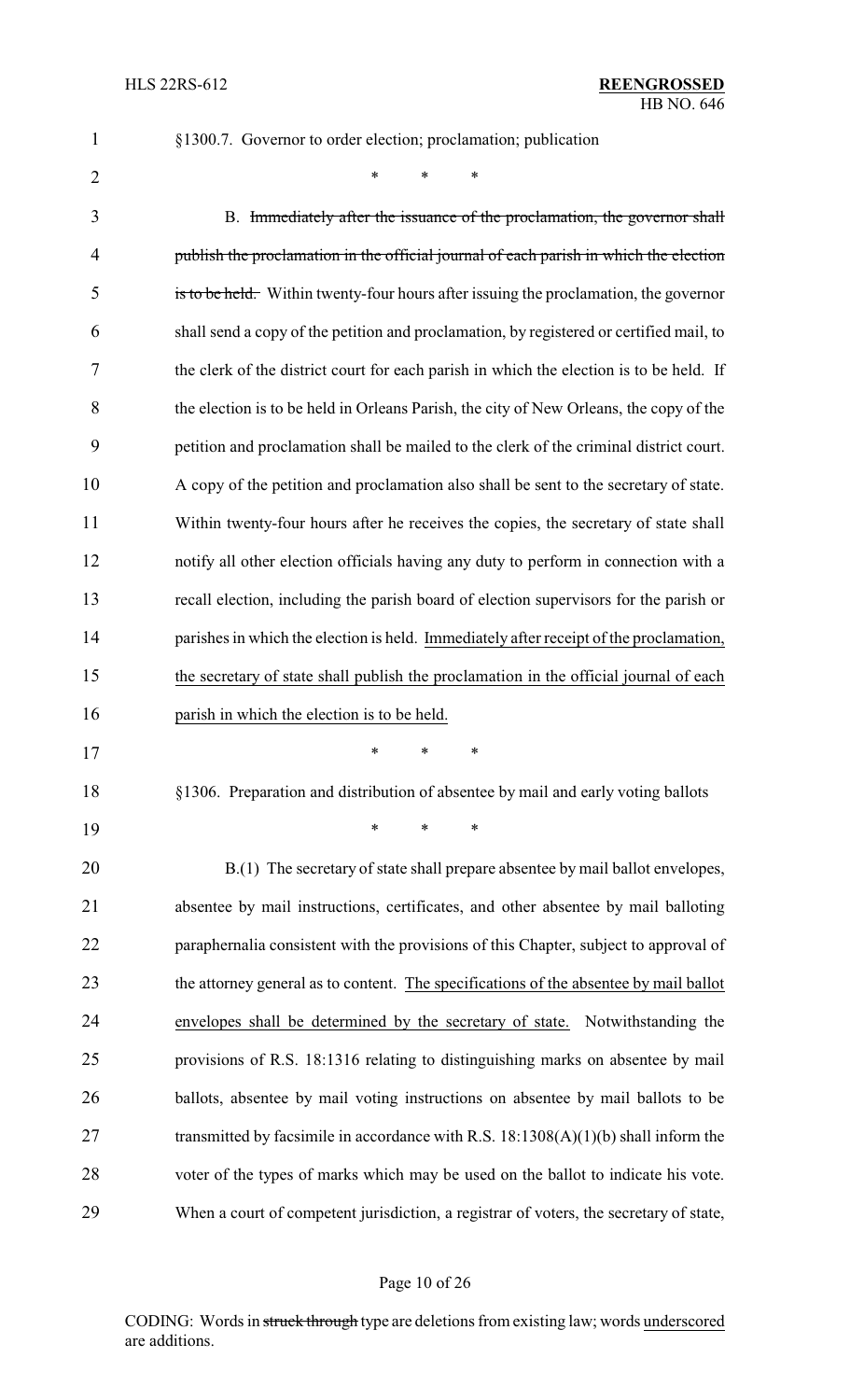§1300.7. Governor to order election; proclamation; publication

\* \* \*

B. ~~Immediately after the issuance of the proclamation, the governor shall publish the proclamation in the official journal of each parish in which the election is to be held.~~ Within twenty-four hours after issuing the proclamation, the governor shall send a copy of the petition and proclamation, by registered or certified mail, to the clerk of the district court for each parish in which the election is to be held. If the election is to be held in Orleans Parish, the city of New Orleans, the copy of the petition and proclamation shall be mailed to the clerk of the criminal district court. A copy of the petition and proclamation also shall be sent to the secretary of state. Within twenty-four hours after he receives the copies, the secretary of state shall notify all other election officials having any duty to perform in connection with a recall election, including the parish board of election supervisors for the parish or parishes in which the election is held. <u>Immediately after receipt of the proclamation, the secretary of state shall publish the proclamation in the official journal of each parish in which the election is to be held.</u>

\* \* \*

§1306. Preparation and distribution of absentee by mail and early voting ballots

\* \* \*

B.(1) The secretary of state shall prepare absentee by mail ballot envelopes, absentee by mail instructions, certificates, and other absentee by mail balloting paraphernalia consistent with the provisions of this Chapter, subject to approval of the attorney general as to content. <u>The specifications of the absentee by mail ballot envelopes shall be determined by the secretary of state.</u> Notwithstanding the provisions of R.S. 18:1316 relating to distinguishing marks on absentee by mail ballots, absentee by mail voting instructions on absentee by mail ballots to be transmitted by facsimile in accordance with R.S. 18:1308(A)(1)(b) shall inform the voter of the types of marks which may be used on the ballot to indicate his vote. When a court of competent jurisdiction, a registrar of voters, the secretary of state,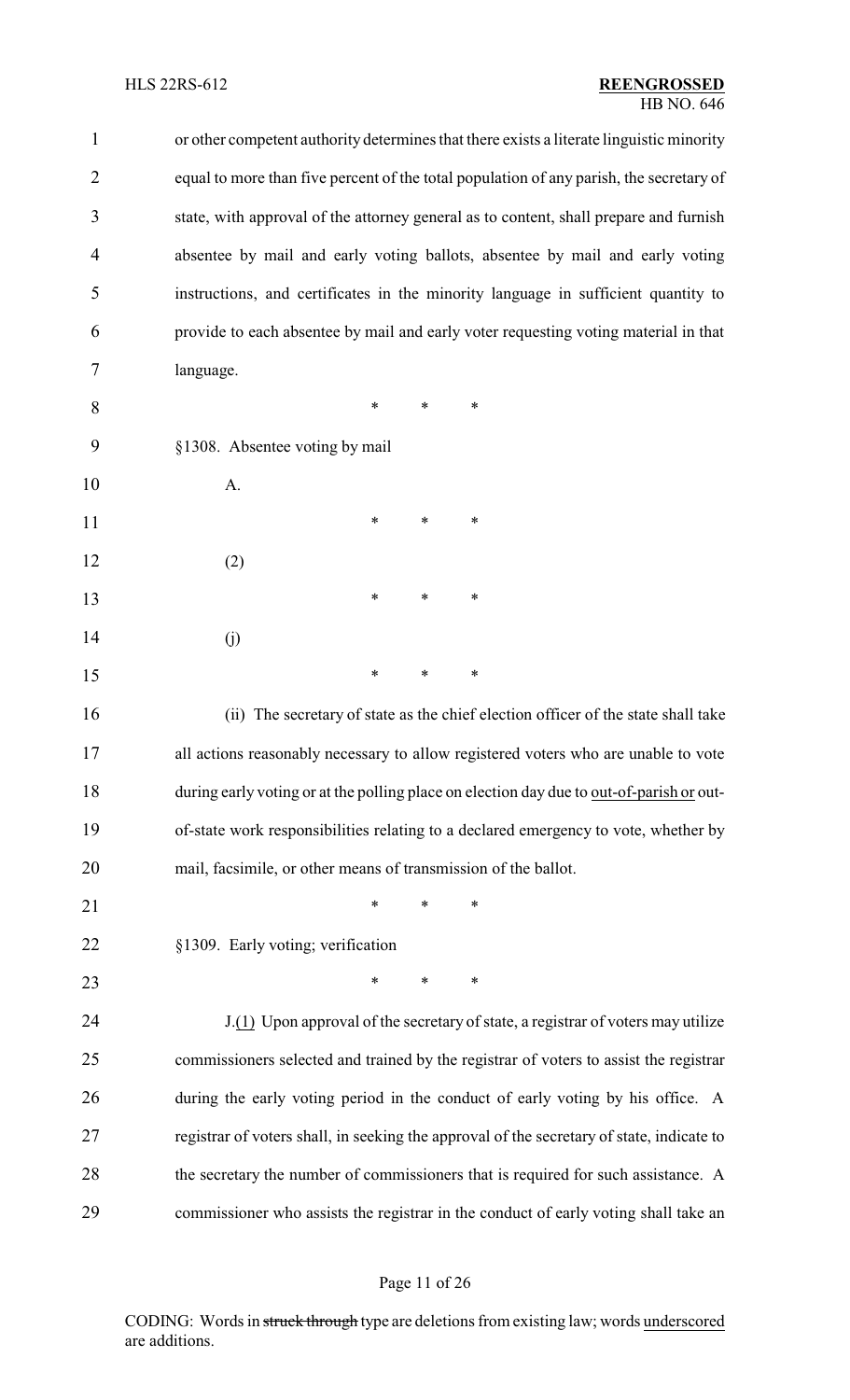or other competent authority determines that there exists a literate linguistic minority equal to more than five percent of the total population of any parish, the secretary of state, with approval of the attorney general as to content, shall prepare and furnish absentee by mail and early voting ballots, absentee by mail and early voting instructions, and certificates in the minority language in sufficient quantity to provide to each absentee by mail and early voter requesting voting material in that language.

\* \* \*

§1308. Absentee voting by mail

A.

\* \* \*

(2)

\* \* \*

(j)

\* \* \*

(ii) The secretary of state as the chief election officer of the state shall take all actions reasonably necessary to allow registered voters who are unable to vote during early voting or at the polling place on election day due to <u>out-of-parish or</u> out-of-state work responsibilities relating to a declared emergency to vote, whether by mail, facsimile, or other means of transmission of the ballot.

\* \* \*

§1309. Early voting; verification

\* \* \*

J.<u>(1)</u> Upon approval of the secretary of state, a registrar of voters may utilize commissioners selected and trained by the registrar of voters to assist the registrar during the early voting period in the conduct of early voting by his office. A registrar of voters shall, in seeking the approval of the secretary of state, indicate to the secretary the number of commissioners that is required for such assistance. A commissioner who assists the registrar in the conduct of early voting shall take an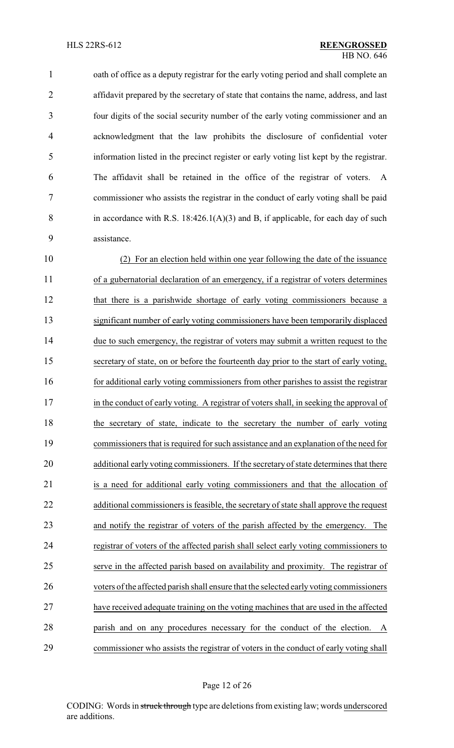oath of office as a deputy registrar for the early voting period and shall complete an affidavit prepared by the secretary of state that contains the name, address, and last four digits of the social security number of the early voting commissioner and an acknowledgment that the law prohibits the disclosure of confidential voter information listed in the precinct register or early voting list kept by the registrar. The affidavit shall be retained in the office of the registrar of voters. A commissioner who assists the registrar in the conduct of early voting shall be paid in accordance with R.S. 18:426.1(A)(3) and B, if applicable, for each day of such assistance.

(2) For an election held within one year following the date of the issuance of a gubernatorial declaration of an emergency, if a registrar of voters determines that there is a parishwide shortage of early voting commissioners because a significant number of early voting commissioners have been temporarily displaced due to such emergency, the registrar of voters may submit a written request to the secretary of state, on or before the fourteenth day prior to the start of early voting, for additional early voting commissioners from other parishes to assist the registrar in the conduct of early voting. A registrar of voters shall, in seeking the approval of the secretary of state, indicate to the secretary the number of early voting commissioners that is required for such assistance and an explanation of the need for additional early voting commissioners. If the secretary of state determines that there is a need for additional early voting commissioners and that the allocation of additional commissioners is feasible, the secretary of state shall approve the request and notify the registrar of voters of the parish affected by the emergency. The registrar of voters of the affected parish shall select early voting commissioners to serve in the affected parish based on availability and proximity. The registrar of voters of the affected parish shall ensure that the selected early voting commissioners have received adequate training on the voting machines that are used in the affected parish and on any procedures necessary for the conduct of the election. A commissioner who assists the registrar of voters in the conduct of early voting shall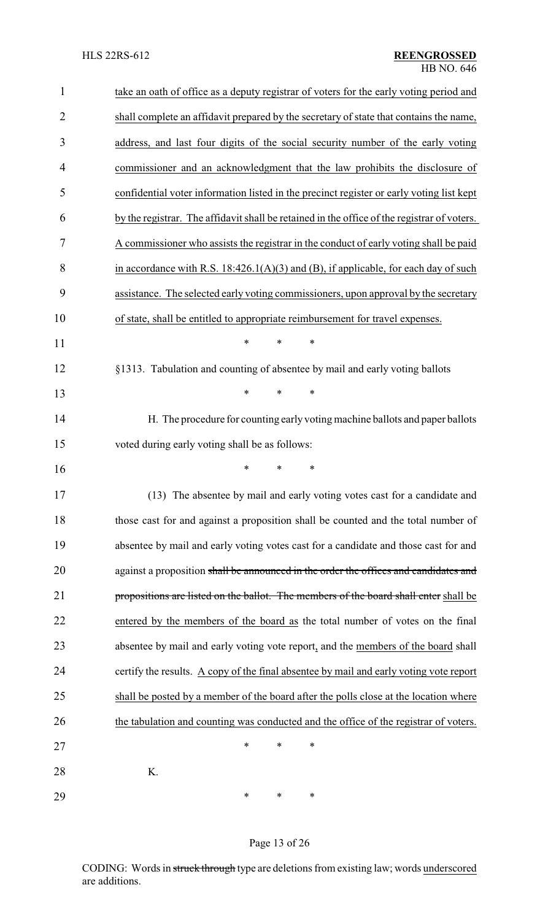take an oath of office as a deputy registrar of voters for the early voting period and shall complete an affidavit prepared by the secretary of state that contains the name, address, and last four digits of the social security number of the early voting commissioner and an acknowledgment that the law prohibits the disclosure of confidential voter information listed in the precinct register or early voting list kept by the registrar. The affidavit shall be retained in the office of the registrar of voters. A commissioner who assists the registrar in the conduct of early voting shall be paid in accordance with R.S. 18:426.1(A)(3) and (B), if applicable, for each day of such assistance. The selected early voting commissioners, upon approval by the secretary of state, shall be entitled to appropriate reimbursement for travel expenses.

\* \* \*

§1313. Tabulation and counting of absentee by mail and early voting ballots

\* \* \*

H. The procedure for counting early voting machine ballots and paper ballots voted during early voting shall be as follows:

\* \* \*

(13) The absentee by mail and early voting votes cast for a candidate and those cast for and against a proposition shall be counted and the total number of absentee by mail and early voting votes cast for a candidate and those cast for and against a proposition ~~shall be announced in the order the offices and candidates and propositions are listed on the ballot. The members of the board shall enter~~ shall be entered by the members of the board as the total number of votes on the final absentee by mail and early voting vote report, and the members of the board shall certify the results. A copy of the final absentee by mail and early voting vote report shall be posted by a member of the board after the polls close at the location where the tabulation and counting was conducted and the office of the registrar of voters.

\* \* \*

K.

\* \* \*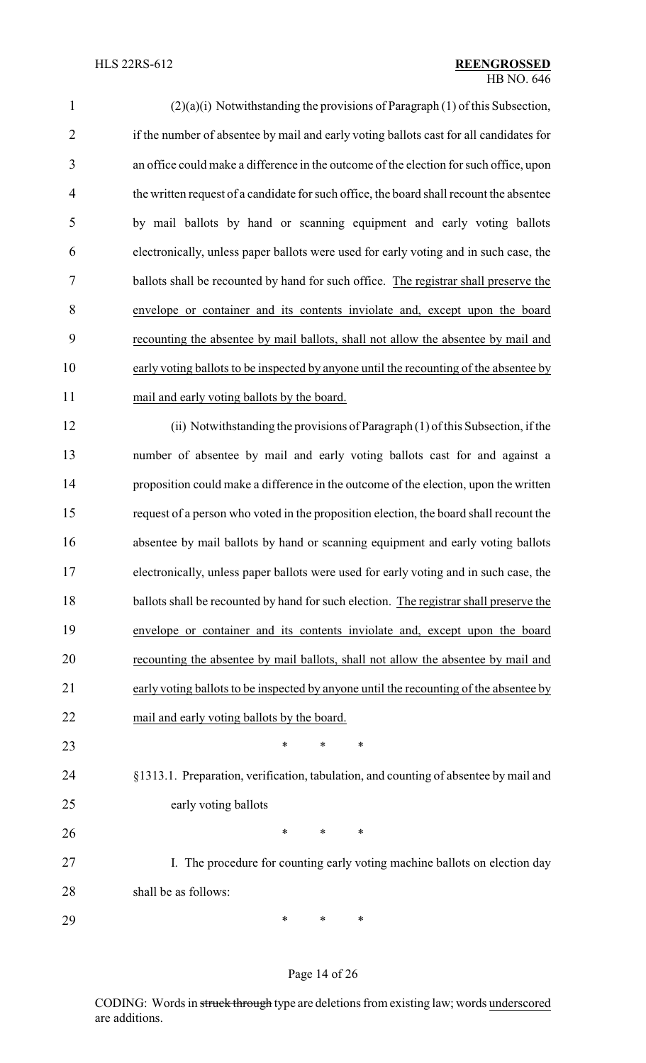(2)(a)(i) Notwithstanding the provisions of Paragraph (1) of this Subsection, if the number of absentee by mail and early voting ballots cast for all candidates for an office could make a difference in the outcome of the election for such office, upon the written request of a candidate for such office, the board shall recount the absentee by mail ballots by hand or scanning equipment and early voting ballots electronically, unless paper ballots were used for early voting and in such case, the ballots shall be recounted by hand for such office. The registrar shall preserve the envelope or container and its contents inviolate and, except upon the board recounting the absentee by mail ballots, shall not allow the absentee by mail and early voting ballots to be inspected by anyone until the recounting of the absentee by mail and early voting ballots by the board.

(ii) Notwithstanding the provisions of Paragraph (1) of this Subsection, if the number of absentee by mail and early voting ballots cast for and against a proposition could make a difference in the outcome of the election, upon the written request of a person who voted in the proposition election, the board shall recount the absentee by mail ballots by hand or scanning equipment and early voting ballots electronically, unless paper ballots were used for early voting and in such case, the ballots shall be recounted by hand for such election. The registrar shall preserve the envelope or container and its contents inviolate and, except upon the board recounting the absentee by mail ballots, shall not allow the absentee by mail and early voting ballots to be inspected by anyone until the recounting of the absentee by mail and early voting ballots by the board.

\* \* \*

§1313.1. Preparation, verification, tabulation, and counting of absentee by mail and early voting ballots

\* \* \*

I. The procedure for counting early voting machine ballots on election day shall be as follows:

\* \* \*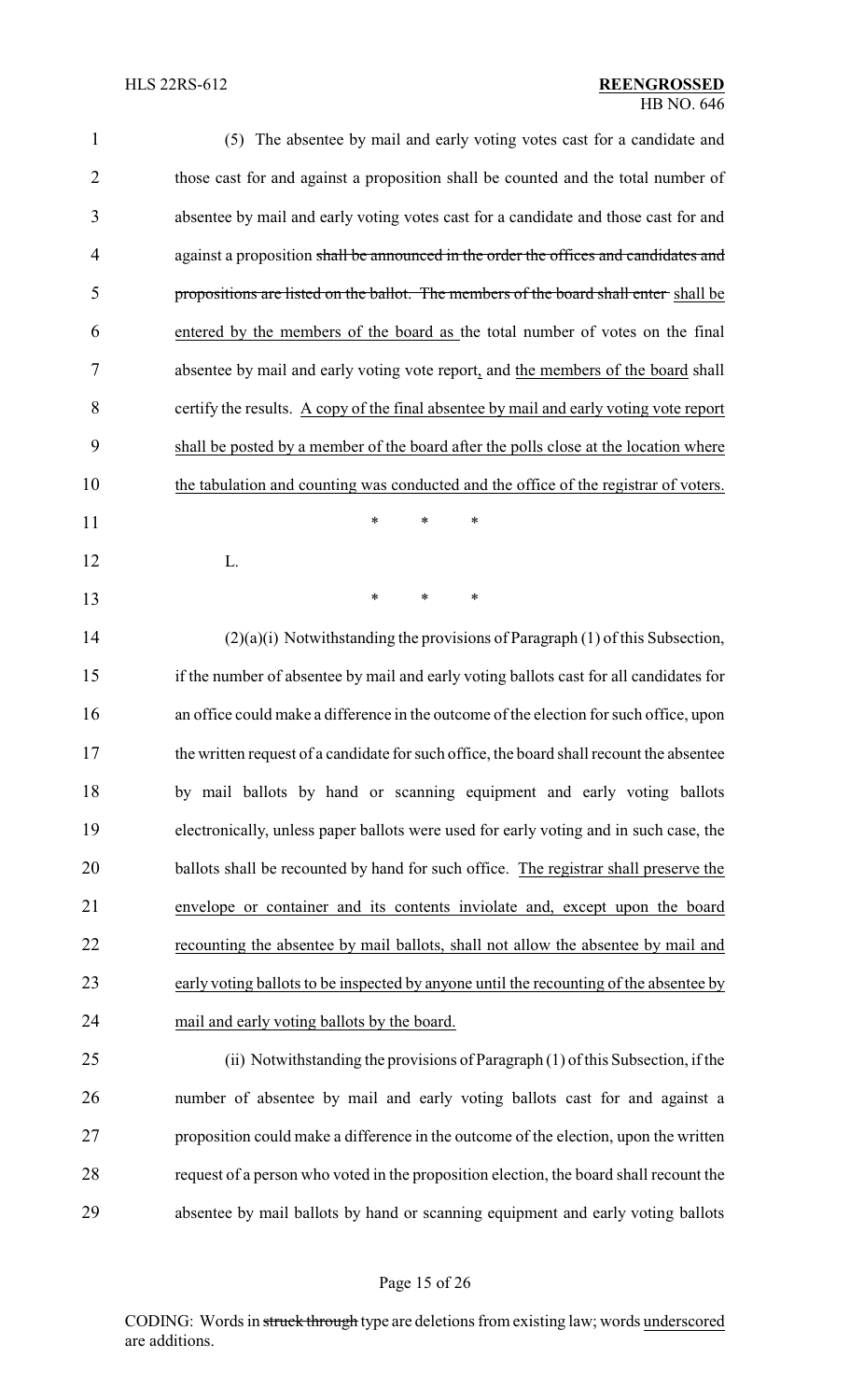(5) The absentee by mail and early voting votes cast for a candidate and those cast for and against a proposition shall be counted and the total number of absentee by mail and early voting votes cast for a candidate and those cast for and against a proposition ~~shall be announced in the order the offices and candidates and propositions are listed on the ballot. The members of the board shall enter~~ shall be entered by the members of the board as the total number of votes on the final absentee by mail and early voting vote report, and the members of the board shall certify the results. A copy of the final absentee by mail and early voting vote report shall be posted by a member of the board after the polls close at the location where the tabulation and counting was conducted and the office of the registrar of voters.

\* \* \*

L.

\* \* \*

(2)(a)(i) Notwithstanding the provisions of Paragraph (1) of this Subsection, if the number of absentee by mail and early voting ballots cast for all candidates for an office could make a difference in the outcome of the election for such office, upon the written request of a candidate for such office, the board shall recount the absentee by mail ballots by hand or scanning equipment and early voting ballots electronically, unless paper ballots were used for early voting and in such case, the ballots shall be recounted by hand for such office. The registrar shall preserve the envelope or container and its contents inviolate and, except upon the board recounting the absentee by mail ballots, shall not allow the absentee by mail and early voting ballots to be inspected by anyone until the recounting of the absentee by mail and early voting ballots by the board.

(ii) Notwithstanding the provisions of Paragraph (1) of this Subsection, if the number of absentee by mail and early voting ballots cast for and against a proposition could make a difference in the outcome of the election, upon the written request of a person who voted in the proposition election, the board shall recount the absentee by mail ballots by hand or scanning equipment and early voting ballots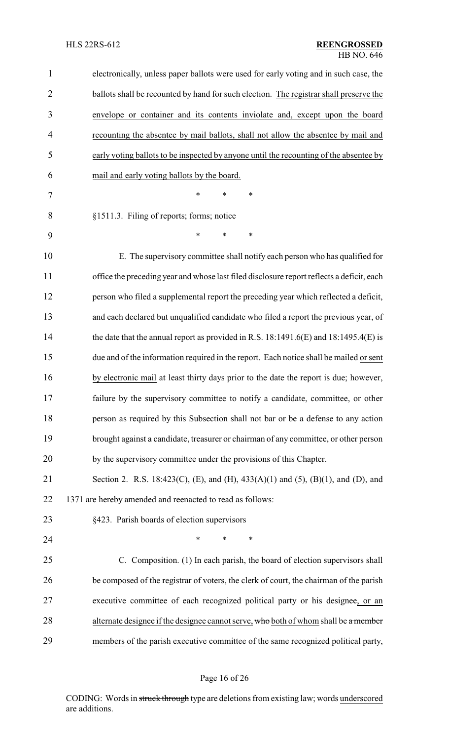electronically, unless paper ballots were used for early voting and in such case, the ballots shall be recounted by hand for such election. The registrar shall preserve the envelope or container and its contents inviolate and, except upon the board recounting the absentee by mail ballots, shall not allow the absentee by mail and early voting ballots to be inspected by anyone until the recounting of the absentee by mail and early voting ballots by the board.

\* \* \*

§1511.3. Filing of reports; forms; notice

\* \* \*

E. The supervisory committee shall notify each person who has qualified for office the preceding year and whose last filed disclosure report reflects a deficit, each person who filed a supplemental report the preceding year which reflected a deficit, and each declared but unqualified candidate who filed a report the previous year, of the date that the annual report as provided in R.S. 18:1491.6(E) and 18:1495.4(E) is due and of the information required in the report. Each notice shall be mailed or sent by electronic mail at least thirty days prior to the date the report is due; however, failure by the supervisory committee to notify a candidate, committee, or other person as required by this Subsection shall not bar or be a defense to any action brought against a candidate, treasurer or chairman of any committee, or other person by the supervisory committee under the provisions of this Chapter.

Section 2. R.S. 18:423(C), (E), and (H), 433(A)(1) and (5), (B)(1), and (D), and 1371 are hereby amended and reenacted to read as follows:

§423. Parish boards of election supervisors

\* \* \*

C. Composition. (1) In each parish, the board of election supervisors shall be composed of the registrar of voters, the clerk of court, the chairman of the parish executive committee of each recognized political party or his designee, or an alternate designee if the designee cannot serve, ~~who~~ both of whom shall be ~~a member~~ members of the parish executive committee of the same recognized political party,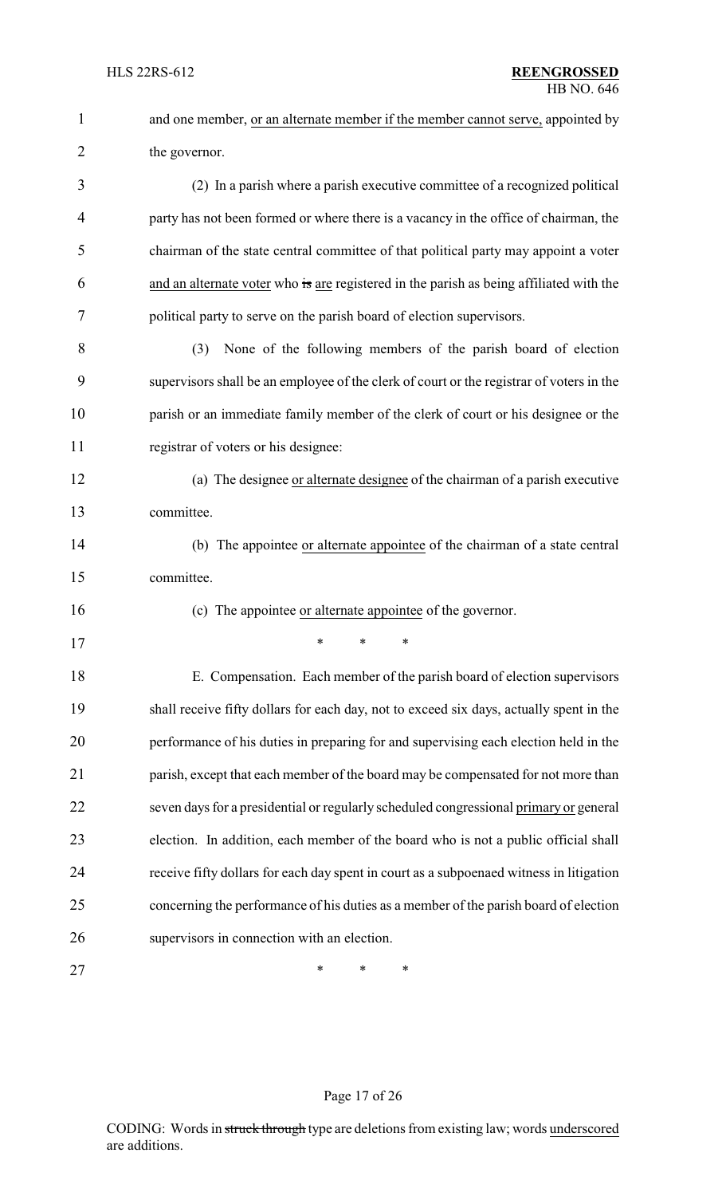and one member, <u>or an alternate member if the member cannot serve,</u> appointed by the governor.

(2) In a parish where a parish executive committee of a recognized political party has not been formed or where there is a vacancy in the office of chairman, the chairman of the state central committee of that political party may appoint a voter <u>and an alternate voter</u> who ~~is~~ <u>are</u> registered in the parish as being affiliated with the political party to serve on the parish board of election supervisors.

(3) None of the following members of the parish board of election supervisors shall be an employee of the clerk of court or the registrar of voters in the parish or an immediate family member of the clerk of court or his designee or the registrar of voters or his designee:

(a) The designee <u>or alternate designee</u> of the chairman of a parish executive committee.

(b) The appointee <u>or alternate appointee</u> of the chairman of a state central committee.

(c) The appointee <u>or alternate appointee</u> of the governor.

\* \* \*

E. Compensation. Each member of the parish board of election supervisors shall receive fifty dollars for each day, not to exceed six days, actually spent in the performance of his duties in preparing for and supervising each election held in the parish, except that each member of the board may be compensated for not more than seven days for a presidential or regularly scheduled congressional <u>primary or</u> general election. In addition, each member of the board who is not a public official shall receive fifty dollars for each day spent in court as a subpoenaed witness in litigation concerning the performance of his duties as a member of the parish board of election supervisors in connection with an election.

\* \* \*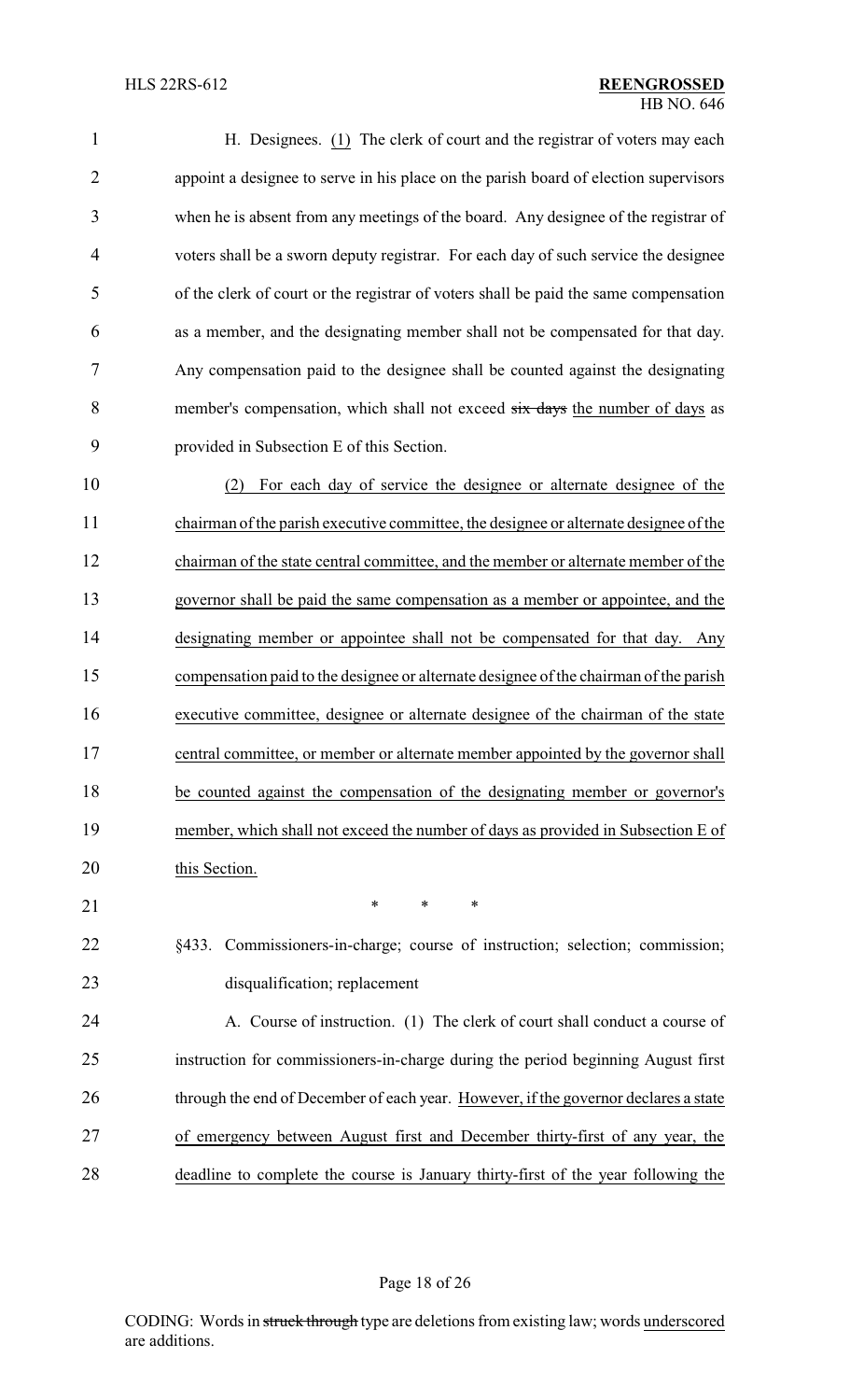H. Designees. <u>(1)</u> The clerk of court and the registrar of voters may each appoint a designee to serve in his place on the parish board of election supervisors when he is absent from any meetings of the board. Any designee of the registrar of voters shall be a sworn deputy registrar. For each day of such service the designee of the clerk of court or the registrar of voters shall be paid the same compensation as a member, and the designating member shall not be compensated for that day. Any compensation paid to the designee shall be counted against the designating member's compensation, which shall not exceed ~~six days~~ <u>the number of days</u> as provided in Subsection E of this Section.

<u>(2) For each day of service the designee or alternate designee of the chairman of the parish executive committee, the designee or alternate designee of the chairman of the state central committee, and the member or alternate member of the governor shall be paid the same compensation as a member or appointee, and the designating member or appointee shall not be compensated for that day. Any compensation paid to the designee or alternate designee of the chairman of the parish executive committee, designee or alternate designee of the chairman of the state central committee, or member or alternate member appointed by the governor shall be counted against the compensation of the designating member or governor's member, which shall not exceed the number of days as provided in Subsection E of this Section.</u>

\* \* \*

§433. Commissioners-in-charge; course of instruction; selection; commission; disqualification; replacement

A. Course of instruction. (1) The clerk of court shall conduct a course of instruction for commissioners-in-charge during the period beginning August first through the end of December of each year. <u>However, if the governor declares a state of emergency between August first and December thirty-first of any year, the deadline to complete the course is January thirty-first of the year following the</u>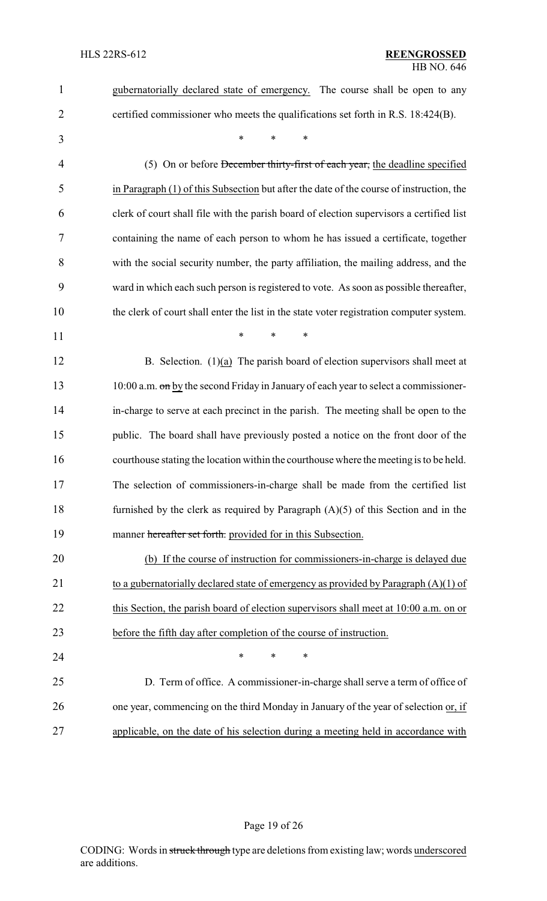gubernatorially declared state of emergency. The course shall be open to any certified commissioner who meets the qualifications set forth in R.S. 18:424(B).

\* \* \*

(5) On or before ~~December thirty-first of each year,~~ the deadline specified in Paragraph (1) of this Subsection but after the date of the course of instruction, the clerk of court shall file with the parish board of election supervisors a certified list containing the name of each person to whom he has issued a certificate, together with the social security number, the party affiliation, the mailing address, and the ward in which each such person is registered to vote. As soon as possible thereafter, the clerk of court shall enter the list in the state voter registration computer system.

\* \* \*

B. Selection. (1)(a) The parish board of election supervisors shall meet at 10:00 a.m. ~~on~~ by the second Friday in January of each year to select a commissioner-in-charge to serve at each precinct in the parish. The meeting shall be open to the public. The board shall have previously posted a notice on the front door of the courthouse stating the location within the courthouse where the meeting is to be held. The selection of commissioners-in-charge shall be made from the certified list furnished by the clerk as required by Paragraph (A)(5) of this Section and in the manner ~~hereafter set forth.~~ provided for in this Subsection.

(b) If the course of instruction for commissioners-in-charge is delayed due to a gubernatorially declared state of emergency as provided by Paragraph (A)(1) of this Section, the parish board of election supervisors shall meet at 10:00 a.m. on or before the fifth day after completion of the course of instruction.

\* \* \*

D. Term of office. A commissioner-in-charge shall serve a term of office of one year, commencing on the third Monday in January of the year of selection or, if applicable, on the date of his selection during a meeting held in accordance with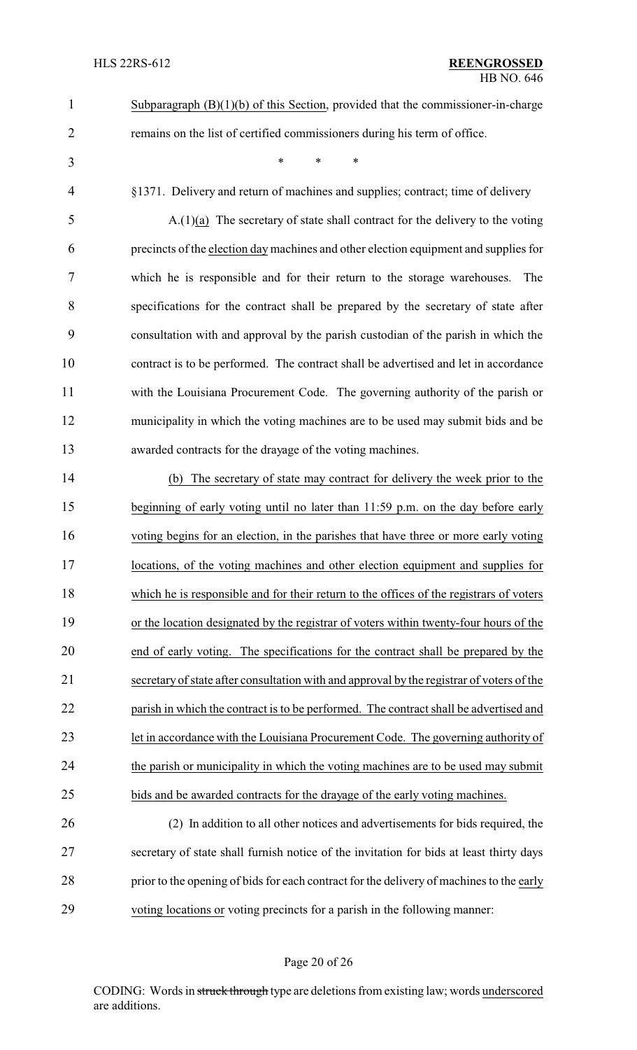Subparagraph (B)(1)(b) of this Section, provided that the commissioner-in-charge remains on the list of certified commissioners during his term of office.

\* \* \*

§1371. Delivery and return of machines and supplies; contract; time of delivery

A.(1)(a) The secretary of state shall contract for the delivery to the voting precincts of the election day machines and other election equipment and supplies for which he is responsible and for their return to the storage warehouses. The specifications for the contract shall be prepared by the secretary of state after consultation with and approval by the parish custodian of the parish in which the contract is to be performed. The contract shall be advertised and let in accordance with the Louisiana Procurement Code. The governing authority of the parish or municipality in which the voting machines are to be used may submit bids and be awarded contracts for the drayage of the voting machines.

(b) The secretary of state may contract for delivery the week prior to the beginning of early voting until no later than 11:59 p.m. on the day before early voting begins for an election, in the parishes that have three or more early voting locations, of the voting machines and other election equipment and supplies for which he is responsible and for their return to the offices of the registrars of voters or the location designated by the registrar of voters within twenty-four hours of the end of early voting. The specifications for the contract shall be prepared by the secretary of state after consultation with and approval by the registrar of voters of the parish in which the contract is to be performed. The contract shall be advertised and let in accordance with the Louisiana Procurement Code. The governing authority of the parish or municipality in which the voting machines are to be used may submit bids and be awarded contracts for the drayage of the early voting machines.

(2) In addition to all other notices and advertisements for bids required, the secretary of state shall furnish notice of the invitation for bids at least thirty days prior to the opening of bids for each contract for the delivery of machines to the early voting locations or voting precincts for a parish in the following manner: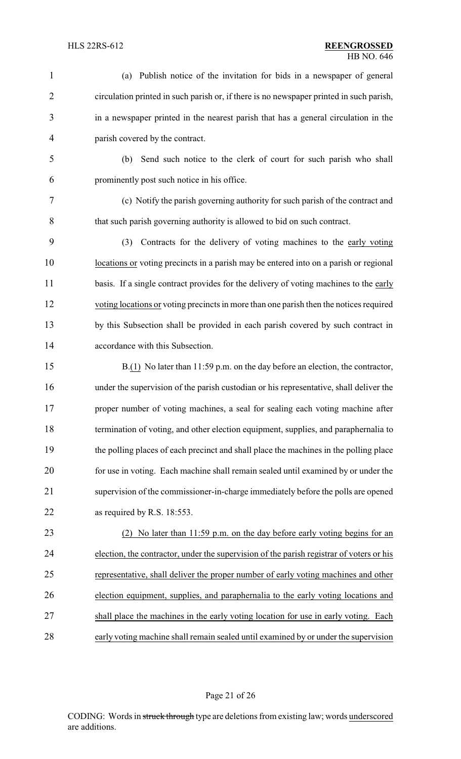(a) Publish notice of the invitation for bids in a newspaper of general circulation printed in such parish or, if there is no newspaper printed in such parish, in a newspaper printed in the nearest parish that has a general circulation in the parish covered by the contract.

(b) Send such notice to the clerk of court for such parish who shall prominently post such notice in his office.

(c) Notify the parish governing authority for such parish of the contract and that such parish governing authority is allowed to bid on such contract.

(3) Contracts for the delivery of voting machines to the early voting locations or voting precincts in a parish may be entered into on a parish or regional basis. If a single contract provides for the delivery of voting machines to the early voting locations or voting precincts in more than one parish then the notices required by this Subsection shall be provided in each parish covered by such contract in accordance with this Subsection.

B.(1) No later than 11:59 p.m. on the day before an election, the contractor, under the supervision of the parish custodian or his representative, shall deliver the proper number of voting machines, a seal for sealing each voting machine after termination of voting, and other election equipment, supplies, and paraphernalia to the polling places of each precinct and shall place the machines in the polling place for use in voting. Each machine shall remain sealed until examined by or under the supervision of the commissioner-in-charge immediately before the polls are opened as required by R.S. 18:553.

(2) No later than 11:59 p.m. on the day before early voting begins for an election, the contractor, under the supervision of the parish registrar of voters or his representative, shall deliver the proper number of early voting machines and other election equipment, supplies, and paraphernalia to the early voting locations and shall place the machines in the early voting location for use in early voting. Each early voting machine shall remain sealed until examined by or under the supervision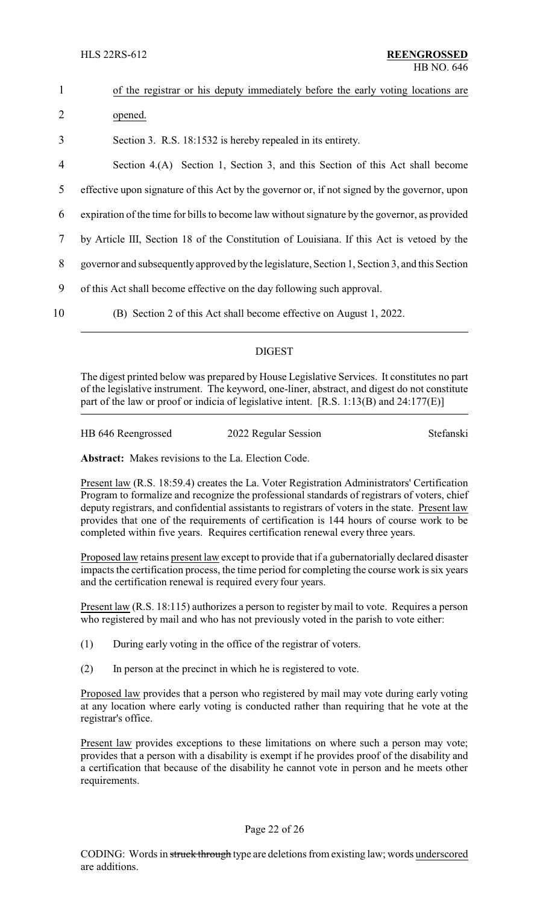of the registrar or his deputy immediately before the early voting locations are opened.

Section 3. R.S. 18:1532 is hereby repealed in its entirety.

Section 4.(A) Section 1, Section 3, and this Section of this Act shall become effective upon signature of this Act by the governor or, if not signed by the governor, upon expiration of the time for bills to become law without signature by the governor, as provided by Article III, Section 18 of the Constitution of Louisiana. If this Act is vetoed by the governor and subsequently approved by the legislature, Section 1, Section 3, and this Section of this Act shall become effective on the day following such approval.

(B) Section 2 of this Act shall become effective on August 1, 2022.

## DIGEST

The digest printed below was prepared by House Legislative Services. It constitutes no part of the legislative instrument. The keyword, one-liner, abstract, and digest do not constitute part of the law or proof or indicia of legislative intent. [R.S. 1:13(B) and 24:177(E)]

HB 646 Reengrossed — 2022 Regular Session — Stefanski

**Abstract:** Makes revisions to the La. Election Code.

Present law (R.S. 18:59.4) creates the La. Voter Registration Administrators' Certification Program to formalize and recognize the professional standards of registrars of voters, chief deputy registrars, and confidential assistants to registrars of voters in the state. Present law provides that one of the requirements of certification is 144 hours of course work to be completed within five years. Requires certification renewal every three years.

Proposed law retains present law except to provide that if a gubernatorially declared disaster impacts the certification process, the time period for completing the course work is six years and the certification renewal is required every four years.

Present law (R.S. 18:115) authorizes a person to register by mail to vote. Requires a person who registered by mail and who has not previously voted in the parish to vote either:

(1) During early voting in the office of the registrar of voters.

(2) In person at the precinct in which he is registered to vote.

Proposed law provides that a person who registered by mail may vote during early voting at any location where early voting is conducted rather than requiring that he vote at the registrar's office.

Present law provides exceptions to these limitations on where such a person may vote; provides that a person with a disability is exempt if he provides proof of the disability and a certification that because of the disability he cannot vote in person and he meets other requirements.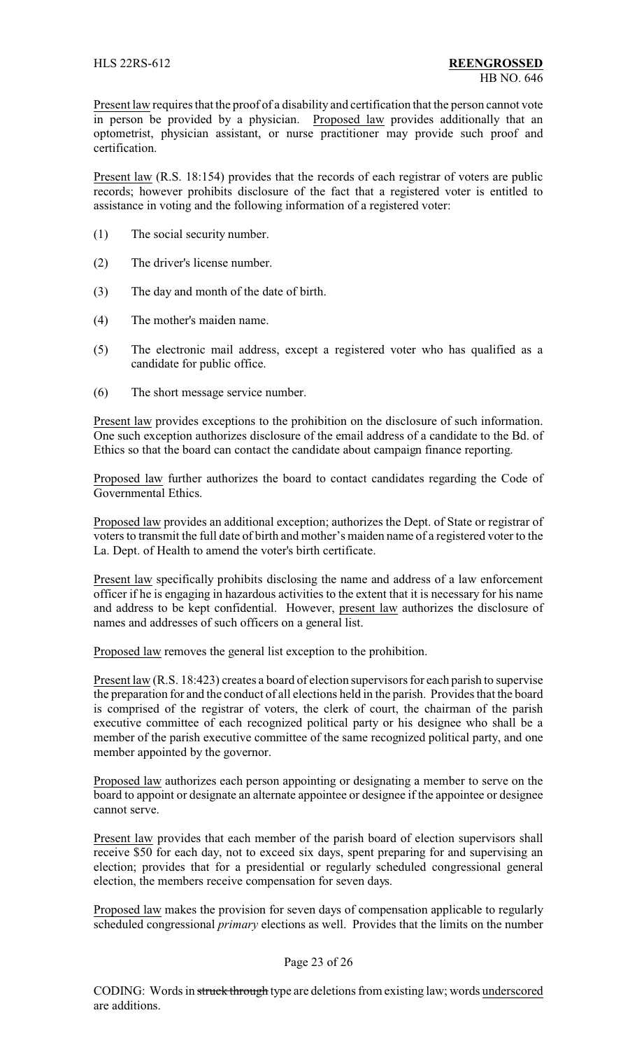Present law requires that the proof of a disability and certification that the person cannot vote in person be provided by a physician. Proposed law provides additionally that an optometrist, physician assistant, or nurse practitioner may provide such proof and certification.

Present law (R.S. 18:154) provides that the records of each registrar of voters are public records; however prohibits disclosure of the fact that a registered voter is entitled to assistance in voting and the following information of a registered voter:

(1) The social security number.

(2) The driver's license number.

(3) The day and month of the date of birth.

(4) The mother's maiden name.

(5) The electronic mail address, except a registered voter who has qualified as a candidate for public office.

(6) The short message service number.

Present law provides exceptions to the prohibition on the disclosure of such information. One such exception authorizes disclosure of the email address of a candidate to the Bd. of Ethics so that the board can contact the candidate about campaign finance reporting.

Proposed law further authorizes the board to contact candidates regarding the Code of Governmental Ethics.

Proposed law provides an additional exception; authorizes the Dept. of State or registrar of voters to transmit the full date of birth and mother's maiden name of a registered voter to the La. Dept. of Health to amend the voter's birth certificate.

Present law specifically prohibits disclosing the name and address of a law enforcement officer if he is engaging in hazardous activities to the extent that it is necessary for his name and address to be kept confidential. However, present law authorizes the disclosure of names and addresses of such officers on a general list.

Proposed law removes the general list exception to the prohibition.

Present law (R.S. 18:423) creates a board of election supervisors for each parish to supervise the preparation for and the conduct of all elections held in the parish. Provides that the board is comprised of the registrar of voters, the clerk of court, the chairman of the parish executive committee of each recognized political party or his designee who shall be a member of the parish executive committee of the same recognized political party, and one member appointed by the governor.

Proposed law authorizes each person appointing or designating a member to serve on the board to appoint or designate an alternate appointee or designee if the appointee or designee cannot serve.

Present law provides that each member of the parish board of election supervisors shall receive $50 for each day, not to exceed six days, spent preparing for and supervising an election; provides that for a presidential or regularly scheduled congressional general election, the members receive compensation for seven days.

Proposed law makes the provision for seven days of compensation applicable to regularly scheduled congressional *primary* elections as well. Provides that the limits on the number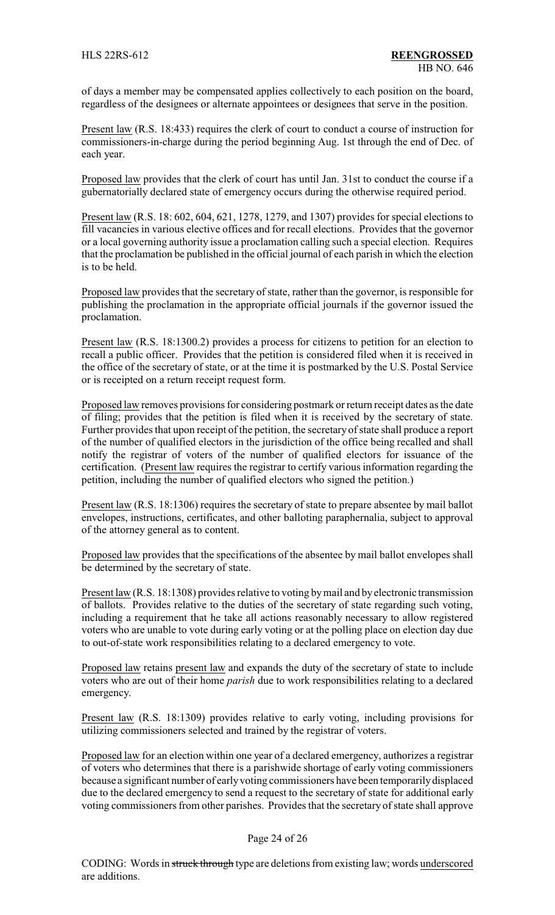of days a member may be compensated applies collectively to each position on the board, regardless of the designees or alternate appointees or designees that serve in the position.

Present law (R.S. 18:433) requires the clerk of court to conduct a course of instruction for commissioners-in-charge during the period beginning Aug. 1st through the end of Dec. of each year.

Proposed law provides that the clerk of court has until Jan. 31st to conduct the course if a gubernatorially declared state of emergency occurs during the otherwise required period.

Present law (R.S. 18: 602, 604, 621, 1278, 1279, and 1307) provides for special elections to fill vacancies in various elective offices and for recall elections. Provides that the governor or a local governing authority issue a proclamation calling such a special election. Requires that the proclamation be published in the official journal of each parish in which the election is to be held.

Proposed law provides that the secretary of state, rather than the governor, is responsible for publishing the proclamation in the appropriate official journals if the governor issued the proclamation.

Present law (R.S. 18:1300.2) provides a process for citizens to petition for an election to recall a public officer. Provides that the petition is considered filed when it is received in the office of the secretary of state, or at the time it is postmarked by the U.S. Postal Service or is receipted on a return receipt request form.

Proposed law removes provisions for considering postmark or return receipt dates as the date of filing; provides that the petition is filed when it is received by the secretary of state. Further provides that upon receipt of the petition, the secretary of state shall produce a report of the number of qualified electors in the jurisdiction of the office being recalled and shall notify the registrar of voters of the number of qualified electors for issuance of the certification. (Present law requires the registrar to certify various information regarding the petition, including the number of qualified electors who signed the petition.)

Present law (R.S. 18:1306) requires the secretary of state to prepare absentee by mail ballot envelopes, instructions, certificates, and other balloting paraphernalia, subject to approval of the attorney general as to content.

Proposed law provides that the specifications of the absentee by mail ballot envelopes shall be determined by the secretary of state.

Present law (R.S. 18:1308) provides relative to voting by mail and by electronic transmission of ballots. Provides relative to the duties of the secretary of state regarding such voting, including a requirement that he take all actions reasonably necessary to allow registered voters who are unable to vote during early voting or at the polling place on election day due to out-of-state work responsibilities relating to a declared emergency to vote.

Proposed law retains present law and expands the duty of the secretary of state to include voters who are out of their home *parish* due to work responsibilities relating to a declared emergency.

Present law (R.S. 18:1309) provides relative to early voting, including provisions for utilizing commissioners selected and trained by the registrar of voters.

Proposed law for an election within one year of a declared emergency, authorizes a registrar of voters who determines that there is a parishwide shortage of early voting commissioners because a significant number of early voting commissioners have been temporarily displaced due to the declared emergency to send a request to the secretary of state for additional early voting commissioners from other parishes. Provides that the secretary of state shall approve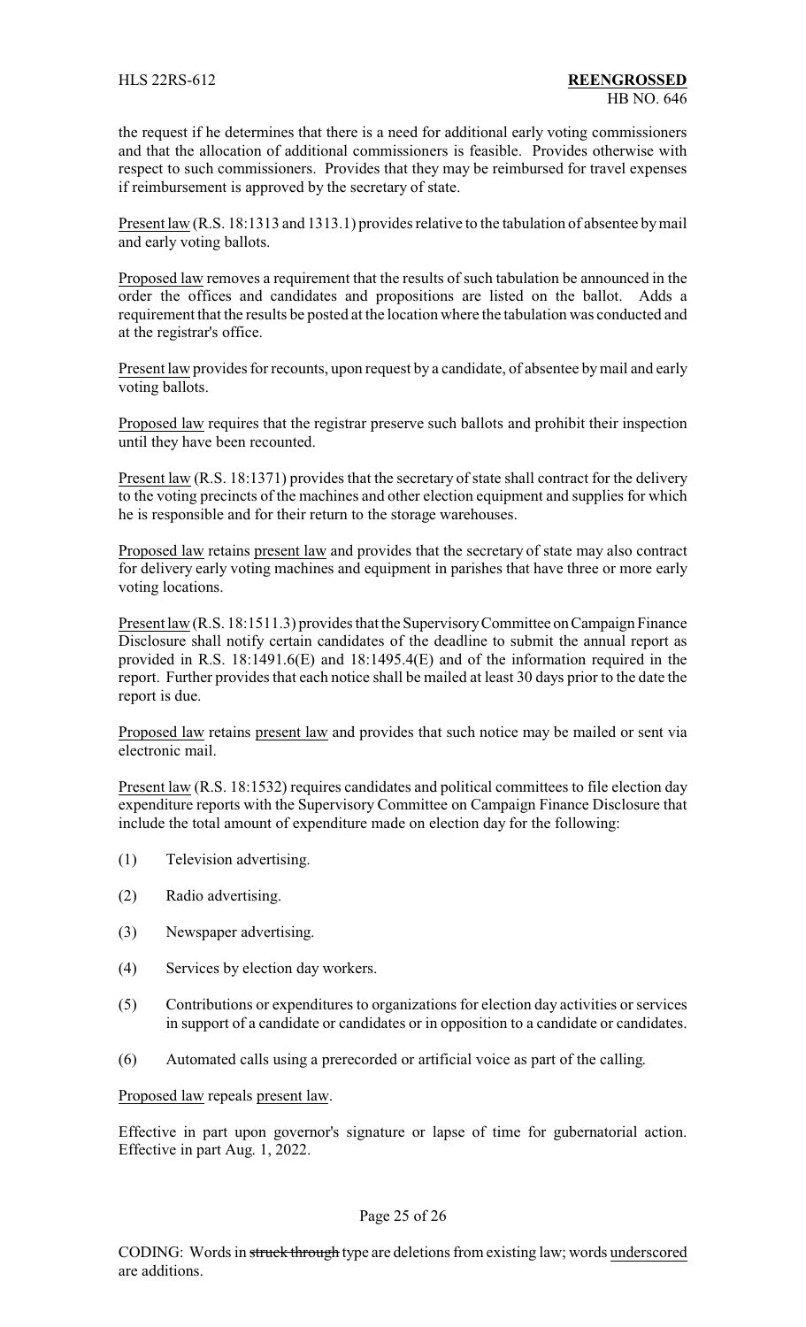the request if he determines that there is a need for additional early voting commissioners and that the allocation of additional commissioners is feasible. Provides otherwise with respect to such commissioners. Provides that they may be reimbursed for travel expenses if reimbursement is approved by the secretary of state.

Present law (R.S. 18:1313 and 1313.1) provides relative to the tabulation of absentee by mail and early voting ballots.

Proposed law removes a requirement that the results of such tabulation be announced in the order the offices and candidates and propositions are listed on the ballot. Adds a requirement that the results be posted at the location where the tabulation was conducted and at the registrar's office.

Present law provides for recounts, upon request by a candidate, of absentee by mail and early voting ballots.

Proposed law requires that the registrar preserve such ballots and prohibit their inspection until they have been recounted.

Present law (R.S. 18:1371) provides that the secretary of state shall contract for the delivery to the voting precincts of the machines and other election equipment and supplies for which he is responsible and for their return to the storage warehouses.

Proposed law retains present law and provides that the secretary of state may also contract for delivery early voting machines and equipment in parishes that have three or more early voting locations.

Present law (R.S. 18:1511.3) provides that the Supervisory Committee on Campaign Finance Disclosure shall notify certain candidates of the deadline to submit the annual report as provided in R.S. 18:1491.6(E) and 18:1495.4(E) and of the information required in the report. Further provides that each notice shall be mailed at least 30 days prior to the date the report is due.

Proposed law retains present law and provides that such notice may be mailed or sent via electronic mail.

Present law (R.S. 18:1532) requires candidates and political committees to file election day expenditure reports with the Supervisory Committee on Campaign Finance Disclosure that include the total amount of expenditure made on election day for the following:

(1) Television advertising.

(2) Radio advertising.

(3) Newspaper advertising.

(4) Services by election day workers.

(5) Contributions or expenditures to organizations for election day activities or services in support of a candidate or candidates or in opposition to a candidate or candidates.

(6) Automated calls using a prerecorded or artificial voice as part of the calling.

Proposed law repeals present law.

Effective in part upon governor's signature or lapse of time for gubernatorial action. Effective in part Aug. 1, 2022.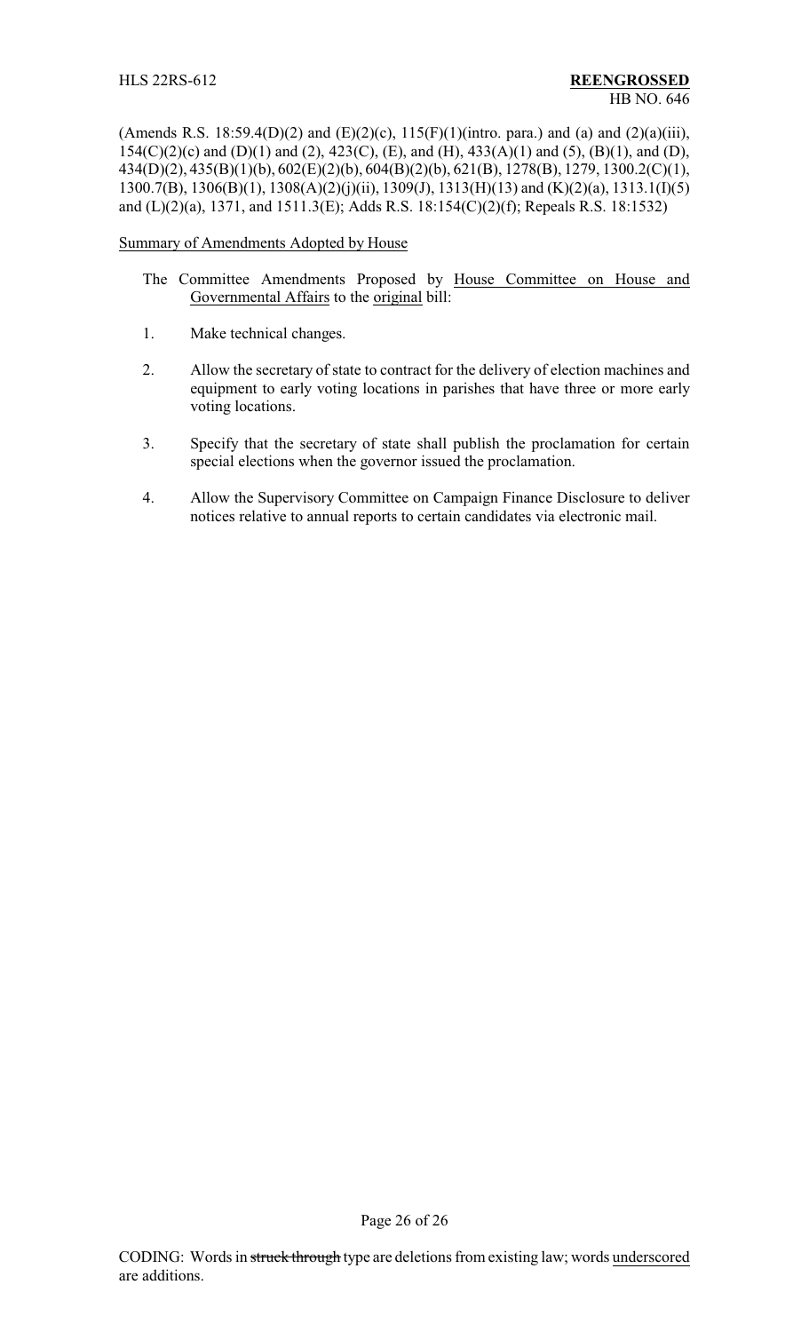(Amends R.S. 18:59.4(D)(2) and (E)(2)(c), 115(F)(1)(intro. para.) and (a) and (2)(a)(iii), 154(C)(2)(c) and (D)(1) and (2), 423(C), (E), and (H), 433(A)(1) and (5), (B)(1), and (D), 434(D)(2), 435(B)(1)(b), 602(E)(2)(b), 604(B)(2)(b), 621(B), 1278(B), 1279, 1300.2(C)(1), 1300.7(B), 1306(B)(1), 1308(A)(2)(j)(ii), 1309(J), 1313(H)(13) and (K)(2)(a), 1313.1(I)(5) and (L)(2)(a), 1371, and 1511.3(E); Adds R.S. 18:154(C)(2)(f); Repeals R.S. 18:1532)

Summary of Amendments Adopted by House

The Committee Amendments Proposed by House Committee on House and Governmental Affairs to the original bill:

1. Make technical changes.

2. Allow the secretary of state to contract for the delivery of election machines and equipment to early voting locations in parishes that have three or more early voting locations.

3. Specify that the secretary of state shall publish the proclamation for certain special elections when the governor issued the proclamation.

4. Allow the Supervisory Committee on Campaign Finance Disclosure to deliver notices relative to annual reports to certain candidates via electronic mail.

CODING: Words in ~~struck through~~ type are deletions from existing law; words underscored are additions.